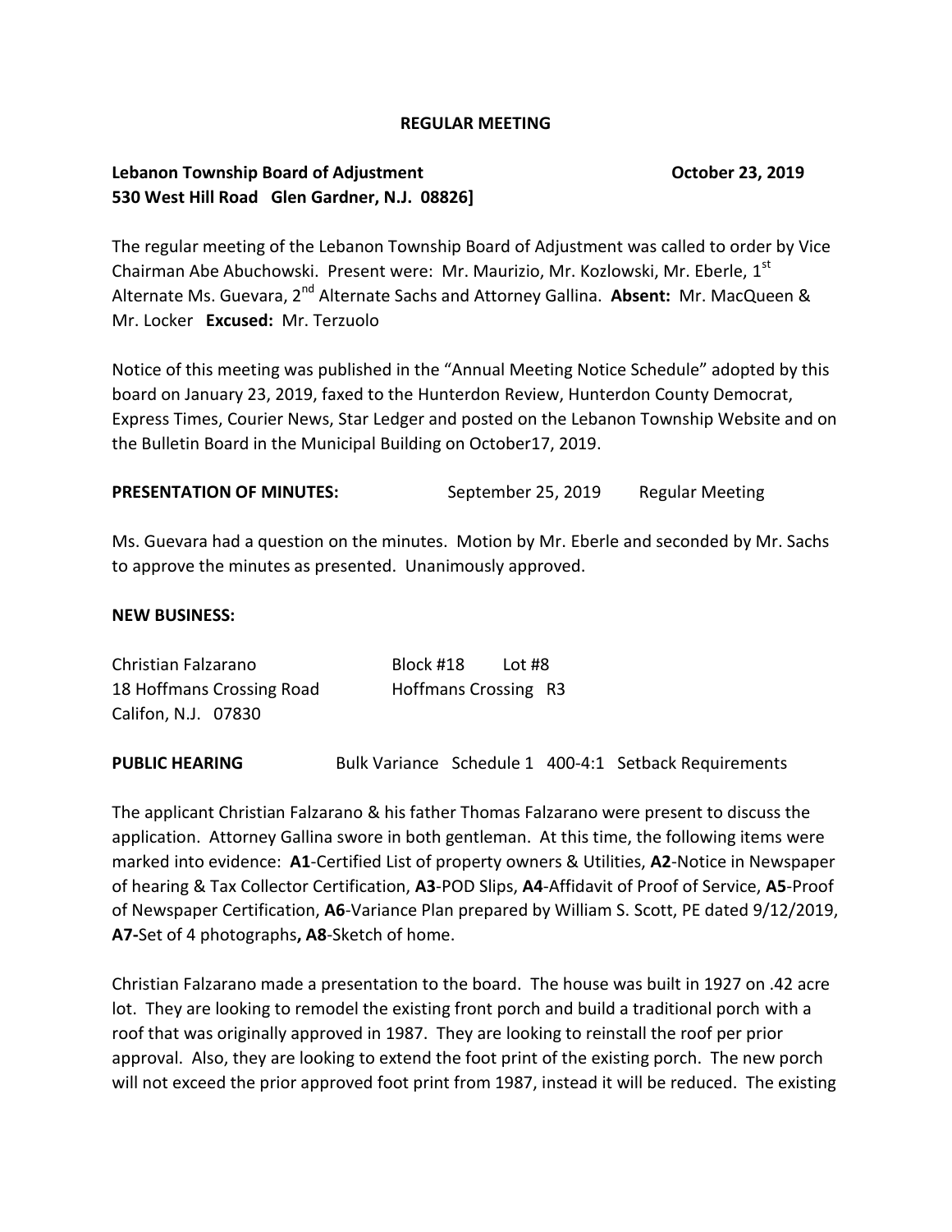**REGULAR MEETING**

**Lebanon Township Board of Adjustment** **October 23, 2019**
**530 West Hill Road Glen Gardner, N.J. 08826]**

The regular meeting of the Lebanon Township Board of Adjustment was called to order by Vice Chairman Abe Abuchowski. Present were: Mr. Maurizio, Mr. Kozlowski, Mr. Eberle, 1st Alternate Ms. Guevara, 2nd Alternate Sachs and Attorney Gallina. **Absent:** Mr. MacQueen & Mr. Locker **Excused:** Mr. Terzuolo

Notice of this meeting was published in the "Annual Meeting Notice Schedule" adopted by this board on January 23, 2019, faxed to the Hunterdon Review, Hunterdon County Democrat, Express Times, Courier News, Star Ledger and posted on the Lebanon Township Website and on the Bulletin Board in the Municipal Building on October17, 2019.

**PRESENTATION OF MINUTES:** September 25, 2019 Regular Meeting

Ms. Guevara had a question on the minutes. Motion by Mr. Eberle and seconded by Mr. Sachs to approve the minutes as presented. Unanimously approved.

**NEW BUSINESS:**

Christian Falzarano Block #18 Lot #8
18 Hoffmans Crossing Road Hoffmans Crossing R3
Califon, N.J. 07830

**PUBLIC HEARING** Bulk Variance Schedule 1 400-4:1 Setback Requirements

The applicant Christian Falzarano & his father Thomas Falzarano were present to discuss the application. Attorney Gallina swore in both gentleman. At this time, the following items were marked into evidence: **A1**-Certified List of property owners & Utilities, **A2**-Notice in Newspaper of hearing & Tax Collector Certification, **A3**-POD Slips, **A4**-Affidavit of Proof of Service, **A5**-Proof of Newspaper Certification, **A6**-Variance Plan prepared by William S. Scott, PE dated 9/12/2019, **A7-**Set of 4 photographs**, A8**-Sketch of home.

Christian Falzarano made a presentation to the board. The house was built in 1927 on .42 acre lot. They are looking to remodel the existing front porch and build a traditional porch with a roof that was originally approved in 1987. They are looking to reinstall the roof per prior approval. Also, they are looking to extend the foot print of the existing porch. The new porch will not exceed the prior approved foot print from 1987, instead it will be reduced. The existing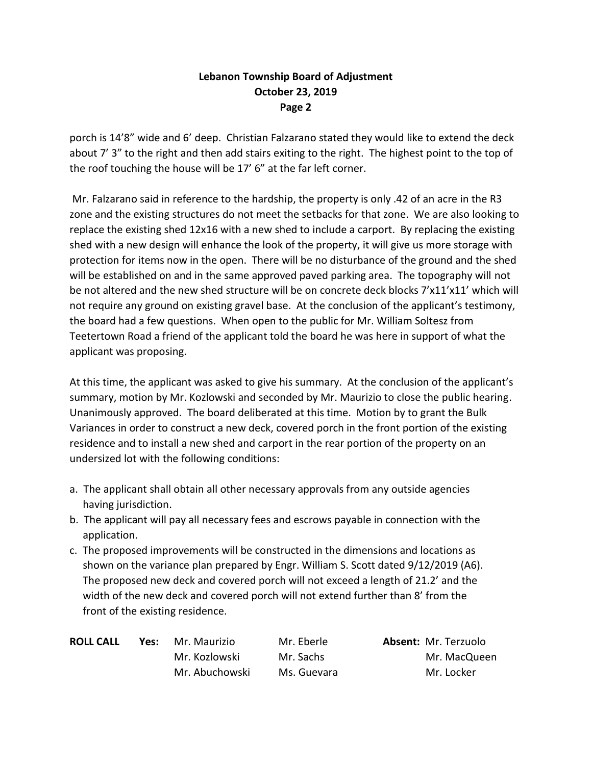porch is 14'8" wide and 6' deep. Christian Falzarano stated they would like to extend the deck about 7' 3" to the right and then add stairs exiting to the right. The highest point to the top of the roof touching the house will be 17' 6" at the far left corner.

Mr. Falzarano said in reference to the hardship, the property is only .42 of an acre in the R3 zone and the existing structures do not meet the setbacks for that zone. We are also looking to replace the existing shed 12x16 with a new shed to include a carport. By replacing the existing shed with a new design will enhance the look of the property, it will give us more storage with protection for items now in the open. There will be no disturbance of the ground and the shed will be established on and in the same approved paved parking area. The topography will not be not altered and the new shed structure will be on concrete deck blocks 7'x11'x11' which will not require any ground on existing gravel base. At the conclusion of the applicant's testimony, the board had a few questions. When open to the public for Mr. William Soltesz from Teetertown Road a friend of the applicant told the board he was here in support of what the applicant was proposing.

At this time, the applicant was asked to give his summary. At the conclusion of the applicant's summary, motion by Mr. Kozlowski and seconded by Mr. Maurizio to close the public hearing. Unanimously approved. The board deliberated at this time. Motion by to grant the Bulk Variances in order to construct a new deck, covered porch in the front portion of the existing residence and to install a new shed and carport in the rear portion of the property on an undersized lot with the following conditions:

a. The applicant shall obtain all other necessary approvals from any outside agencies having jurisdiction.
b. The applicant will pay all necessary fees and escrows payable in connection with the application.
c. The proposed improvements will be constructed in the dimensions and locations as shown on the variance plan prepared by Engr. William S. Scott dated 9/12/2019 (A6). The proposed new deck and covered porch will not exceed a length of 21.2' and the width of the new deck and covered porch will not extend further than 8' from the front of the existing residence.

| **ROLL CALL** | **Yes:** | | | **Absent:** |
|---|---|---|---|---|
| | | Mr. Maurizio | Mr. Eberle | Mr. Terzuolo |
| | | Mr. Kozlowski | Mr. Sachs | Mr. MacQueen |
| | | Mr. Abuchowski | Ms. Guevara | Mr. Locker |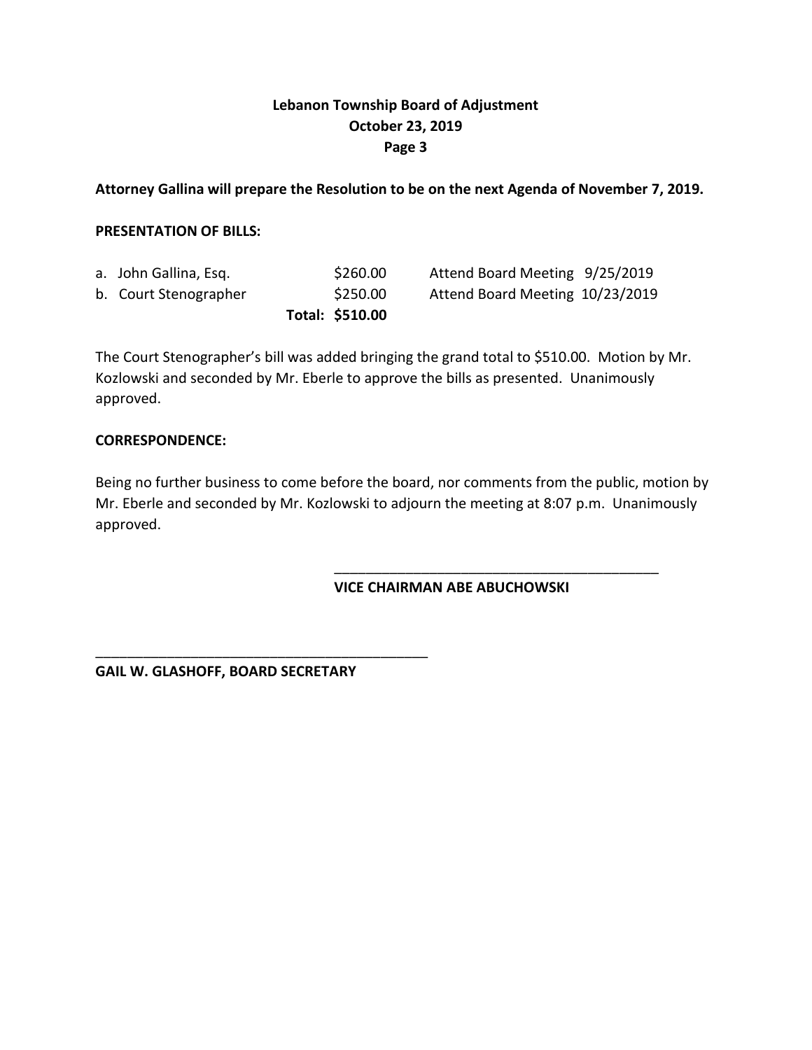**Attorney Gallina will prepare the Resolution to be on the next Agenda of November 7, 2019.**

**PRESENTATION OF BILLS:**

| | | |
|---|---|---|
| a. John Gallina, Esq. | $260.00 | Attend Board Meeting 9/25/2019 |
| b. Court Stenographer | $250.00 | Attend Board Meeting 10/23/2019 |
| | **Total: $510.00** | |

The Court Stenographer's bill was added bringing the grand total to $510.00. Motion by Mr. Kozlowski and seconded by Mr. Eberle to approve the bills as presented. Unanimously approved.

**CORRESPONDENCE:**

Being no further business to come before the board, nor comments from the public, motion by Mr. Eberle and seconded by Mr. Kozlowski to adjourn the meeting at 8:07 p.m. Unanimously approved.

\_\_\_\_\_\_\_\_\_\_\_\_\_\_\_\_\_\_\_\_\_\_\_\_\_\_\_\_\_\_\_\_\_\_\_\_\_\_\_\_\_\_

**VICE CHAIRMAN ABE ABUCHOWSKI**

\_\_\_\_\_\_\_\_\_\_\_\_\_\_\_\_\_\_\_\_\_\_\_\_\_\_\_\_\_\_\_\_\_\_\_\_\_\_\_\_\_\_

**GAIL W. GLASHOFF, BOARD SECRETARY**